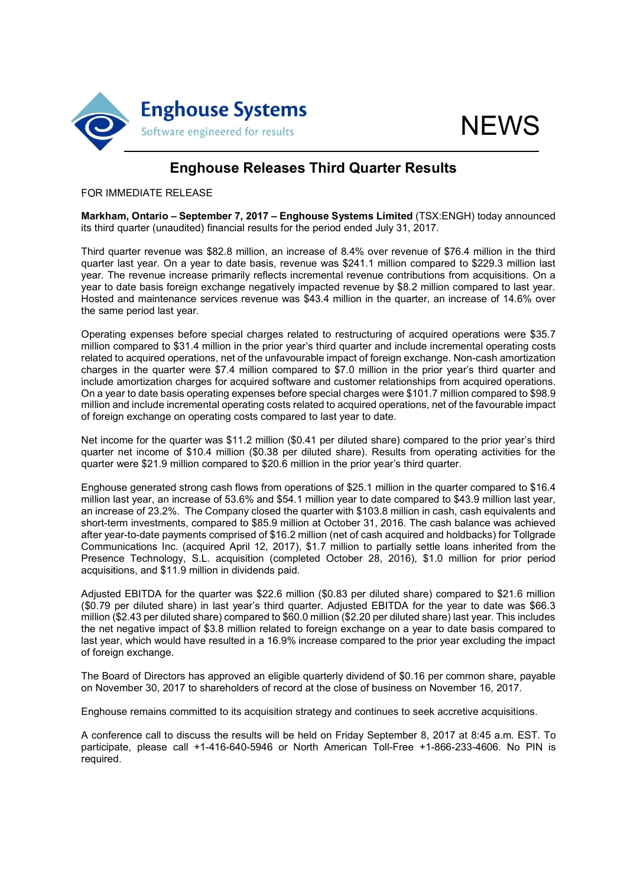Enghouse Systems
Software engineered for results

NEWS

# Enghouse Releases Third Quarter Results

FOR IMMEDIATE RELEASE

**Markham, Ontario – September 7, 2017 – Enghouse Systems Limited** (TSX:ENGH) today announced its third quarter (unaudited) financial results for the period ended July 31, 2017.

Third quarter revenue was $82.8 million, an increase of 8.4% over revenue of $76.4 million in the third quarter last year. On a year to date basis, revenue was $241.1 million compared to $229.3 million last year. The revenue increase primarily reflects incremental revenue contributions from acquisitions. On a year to date basis foreign exchange negatively impacted revenue by $8.2 million compared to last year. Hosted and maintenance services revenue was $43.4 million in the quarter, an increase of 14.6% over the same period last year.

Operating expenses before special charges related to restructuring of acquired operations were $35.7 million compared to $31.4 million in the prior year's third quarter and include incremental operating costs related to acquired operations, net of the unfavourable impact of foreign exchange. Non-cash amortization charges in the quarter were $7.4 million compared to $7.0 million in the prior year's third quarter and include amortization charges for acquired software and customer relationships from acquired operations. On a year to date basis operating expenses before special charges were $101.7 million compared to $98.9 million and include incremental operating costs related to acquired operations, net of the favourable impact of foreign exchange on operating costs compared to last year to date.

Net income for the quarter was $11.2 million ($0.41 per diluted share) compared to the prior year's third quarter net income of $10.4 million ($0.38 per diluted share). Results from operating activities for the quarter were $21.9 million compared to $20.6 million in the prior year's third quarter.

Enghouse generated strong cash flows from operations of $25.1 million in the quarter compared to $16.4 million last year, an increase of 53.6% and $54.1 million year to date compared to $43.9 million last year, an increase of 23.2%. The Company closed the quarter with $103.8 million in cash, cash equivalents and short-term investments, compared to $85.9 million at October 31, 2016. The cash balance was achieved after year-to-date payments comprised of $16.2 million (net of cash acquired and holdbacks) for Tollgrade Communications Inc. (acquired April 12, 2017), $1.7 million to partially settle loans inherited from the Presence Technology, S.L. acquisition (completed October 28, 2016), $1.0 million for prior period acquisitions, and $11.9 million in dividends paid.

Adjusted EBITDA for the quarter was $22.6 million ($0.83 per diluted share) compared to $21.6 million ($0.79 per diluted share) in last year's third quarter. Adjusted EBITDA for the year to date was $66.3 million ($2.43 per diluted share) compared to $60.0 million ($2.20 per diluted share) last year. This includes the net negative impact of $3.8 million related to foreign exchange on a year to date basis compared to last year, which would have resulted in a 16.9% increase compared to the prior year excluding the impact of foreign exchange.

The Board of Directors has approved an eligible quarterly dividend of $0.16 per common share, payable on November 30, 2017 to shareholders of record at the close of business on November 16, 2017.

Enghouse remains committed to its acquisition strategy and continues to seek accretive acquisitions.

A conference call to discuss the results will be held on Friday September 8, 2017 at 8:45 a.m. EST. To participate, please call +1-416-640-5946 or North American Toll-Free +1-866-233-4606. No PIN is required.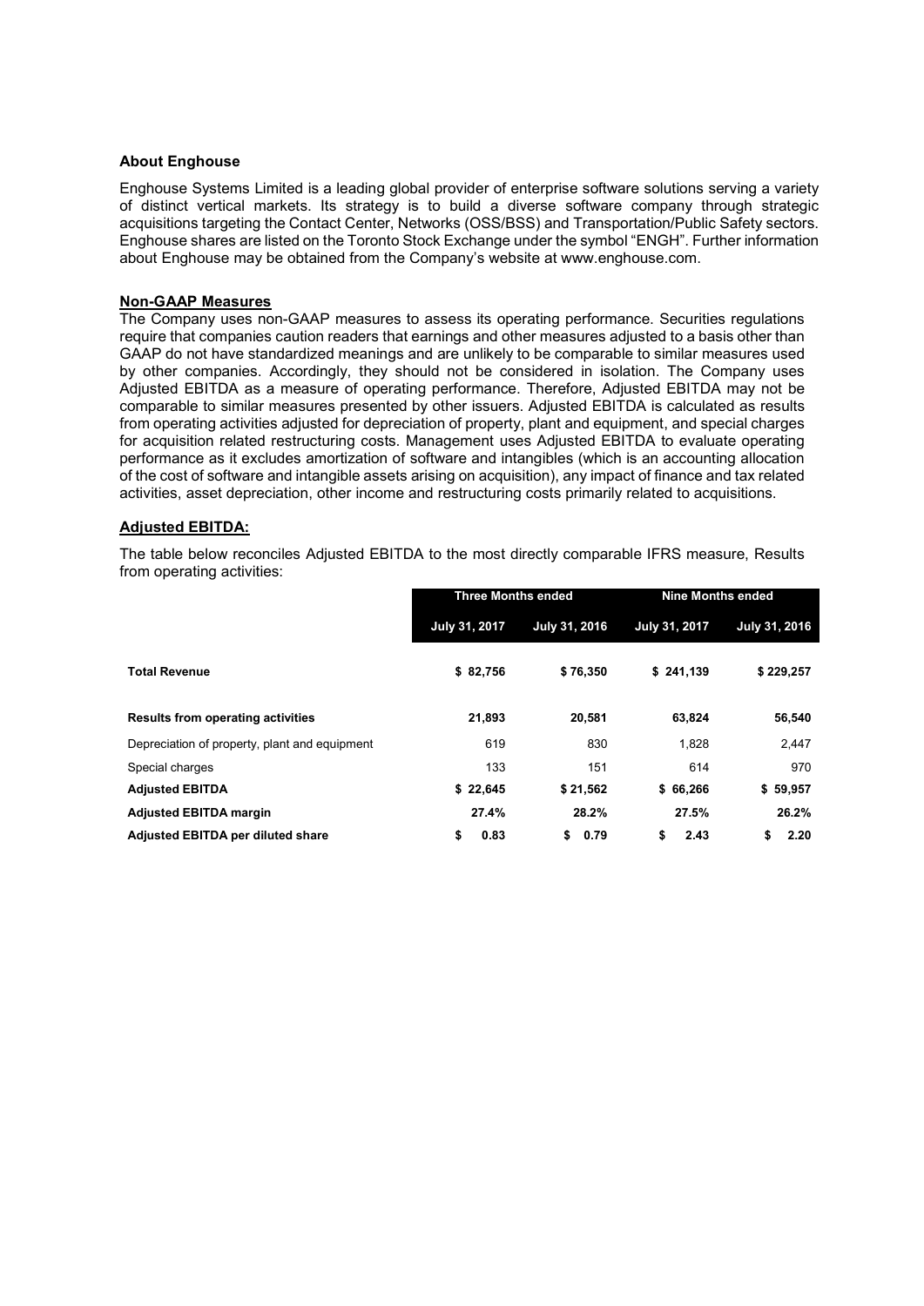### About Enghouse

Enghouse Systems Limited is a leading global provider of enterprise software solutions serving a variety of distinct vertical markets. Its strategy is to build a diverse software company through strategic acquisitions targeting the Contact Center, Networks (OSS/BSS) and Transportation/Public Safety sectors. Enghouse shares are listed on the Toronto Stock Exchange under the symbol "ENGH". Further information about Enghouse may be obtained from the Company's website at www.enghouse.com.

### Non-GAAP Measures

The Company uses non-GAAP measures to assess its operating performance. Securities regulations require that companies caution readers that earnings and other measures adjusted to a basis other than GAAP do not have standardized meanings and are unlikely to be comparable to similar measures used by other companies. Accordingly, they should not be considered in isolation. The Company uses Adjusted EBITDA as a measure of operating performance. Therefore, Adjusted EBITDA may not be comparable to similar measures presented by other issuers. Adjusted EBITDA is calculated as results from operating activities adjusted for depreciation of property, plant and equipment, and special charges for acquisition related restructuring costs. Management uses Adjusted EBITDA to evaluate operating performance as it excludes amortization of software and intangibles (which is an accounting allocation of the cost of software and intangible assets arising on acquisition), any impact of finance and tax related activities, asset depreciation, other income and restructuring costs primarily related to acquisitions.

### Adjusted EBITDA:

The table below reconciles Adjusted EBITDA to the most directly comparable IFRS measure, Results from operating activities:

| | Three Months ended | | Nine Months ended | |
|---|---|---|---|---|
| | July 31, 2017 | July 31, 2016 | July 31, 2017 | July 31, 2016 |
| **Total Revenue** | **$ 82,756** | **$ 76,350** | **$ 241,139** | **$ 229,257** |
| **Results from operating activities** | **21,893** | **20,581** | **63,824** | **56,540** |
| Depreciation of property, plant and equipment | 619 | 830 | 1,828 | 2,447 |
| Special charges | 133 | 151 | 614 | 970 |
| **Adjusted EBITDA** | **$ 22,645** | **$ 21,562** | **$ 66,266** | **$ 59,957** |
| **Adjusted EBITDA margin** | **27.4%** | **28.2%** | **27.5%** | **26.2%** |
| **Adjusted EBITDA per diluted share** | **$ 0.83** | **$ 0.79** | **$ 2.43** | **$ 2.20** |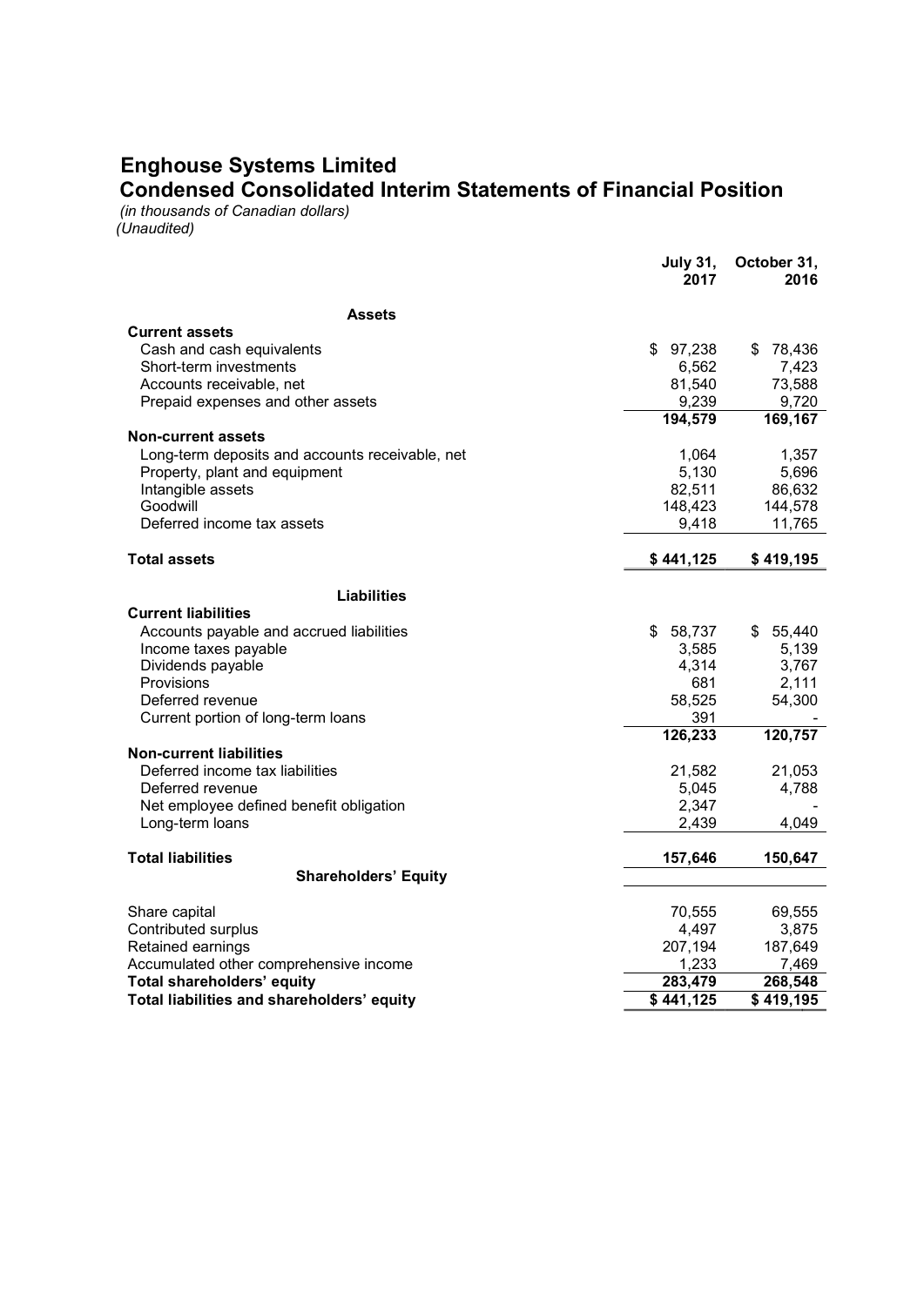# Enghouse Systems Limited

## Condensed Consolidated Interim Statements of Financial Position

*(in thousands of Canadian dollars)*
*(Unaudited)*

| | July 31, 2017 | October 31, 2016 |
|---|---|---|
| **Assets** | | |
| **Current assets** | | |
| Cash and cash equivalents | $ 97,238 | $ 78,436 |
| Short-term investments | 6,562 | 7,423 |
| Accounts receivable, net | 81,540 | 73,588 |
| Prepaid expenses and other assets | 9,239 | 9,720 |
| | **194,579** | **169,167** |
| **Non-current assets** | | |
| Long-term deposits and accounts receivable, net | 1,064 | 1,357 |
| Property, plant and equipment | 5,130 | 5,696 |
| Intangible assets | 82,511 | 86,632 |
| Goodwill | 148,423 | 144,578 |
| Deferred income tax assets | 9,418 | 11,765 |
| **Total assets** | **$ 441,125** | **$ 419,195** |
| **Liabilities** | | |
| **Current liabilities** | | |
| Accounts payable and accrued liabilities | $ 58,737 | $ 55,440 |
| Income taxes payable | 3,585 | 5,139 |
| Dividends payable | 4,314 | 3,767 |
| Provisions | 681 | 2,111 |
| Deferred revenue | 58,525 | 54,300 |
| Current portion of long-term loans | 391 | - |
| | **126,233** | **120,757** |
| **Non-current liabilities** | | |
| Deferred income tax liabilities | 21,582 | 21,053 |
| Deferred revenue | 5,045 | 4,788 |
| Net employee defined benefit obligation | 2,347 | - |
| Long-term loans | 2,439 | 4,049 |
| **Total liabilities** | **157,646** | **150,647** |
| **Shareholders' Equity** | | |
| Share capital | 70,555 | 69,555 |
| Contributed surplus | 4,497 | 3,875 |
| Retained earnings | 207,194 | 187,649 |
| Accumulated other comprehensive income | 1,233 | 7,469 |
| **Total shareholders' equity** | **283,479** | **268,548** |
| **Total liabilities and shareholders' equity** | **$ 441,125** | **$ 419,195** |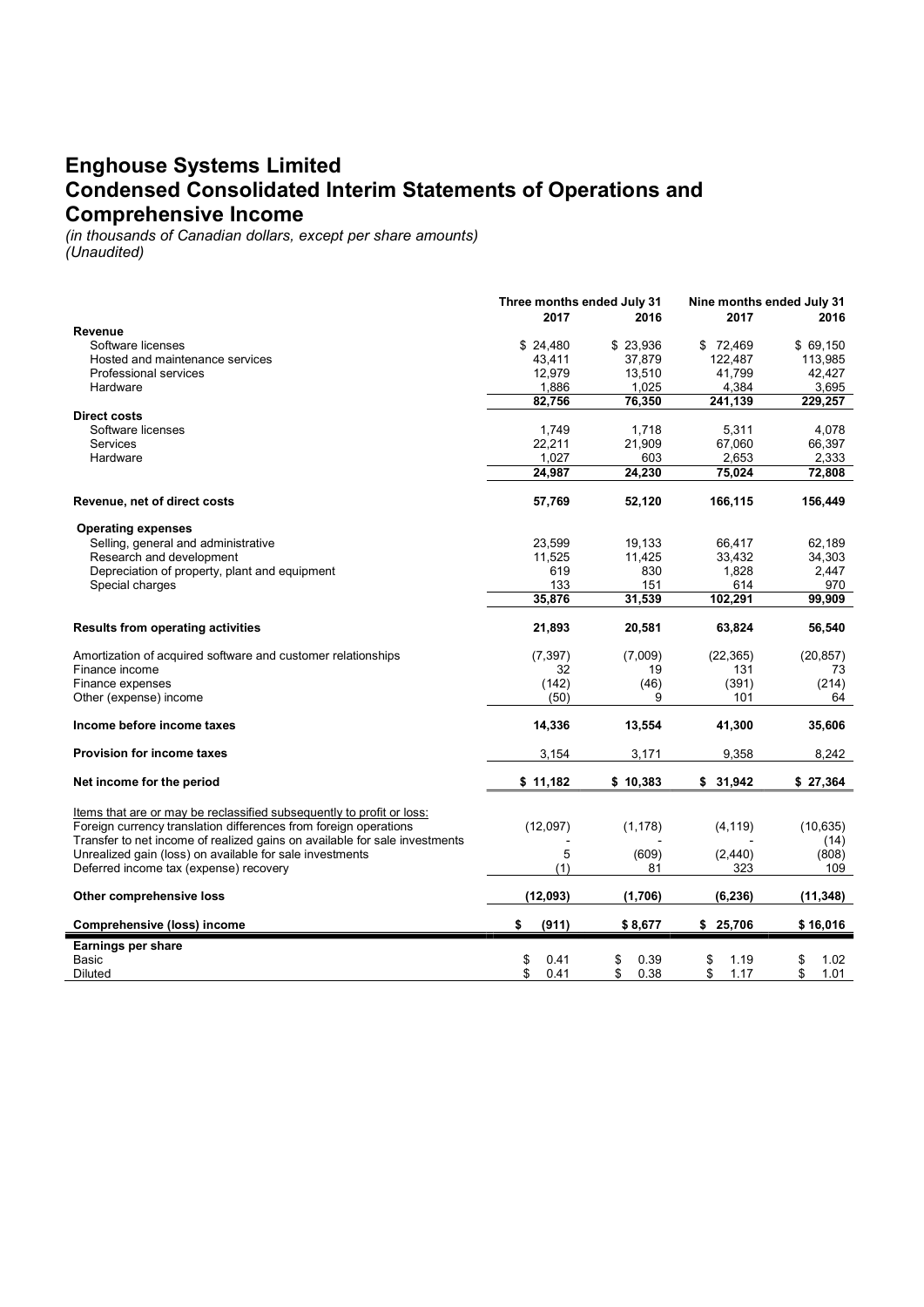# Enghouse Systems Limited
# Condensed Consolidated Interim Statements of Operations and Comprehensive Income

*(in thousands of Canadian dollars, except per share amounts)*
*(Unaudited)*

| | Three months ended July 31 | | Nine months ended July 31 | |
|---|---|---|---|---|
| | 2017 | 2016 | 2017 | 2016 |
| **Revenue** | | | | |
| Software licenses | $ 24,480 | $ 23,936 | $ 72,469 | $ 69,150 |
| Hosted and maintenance services | 43,411 | 37,879 | 122,487 | 113,985 |
| Professional services | 12,979 | 13,510 | 41,799 | 42,427 |
| Hardware | 1,886 | 1,025 | 4,384 | 3,695 |
| | **82,756** | **76,350** | **241,139** | **229,257** |
| **Direct costs** | | | | |
| Software licenses | 1,749 | 1,718 | 5,311 | 4,078 |
| Services | 22,211 | 21,909 | 67,060 | 66,397 |
| Hardware | 1,027 | 603 | 2,653 | 2,333 |
| | **24,987** | **24,230** | **75,024** | **72,808** |
| **Revenue, net of direct costs** | **57,769** | **52,120** | **166,115** | **156,449** |
| **Operating expenses** | | | | |
| Selling, general and administrative | 23,599 | 19,133 | 66,417 | 62,189 |
| Research and development | 11,525 | 11,425 | 33,432 | 34,303 |
| Depreciation of property, plant and equipment | 619 | 830 | 1,828 | 2,447 |
| Special charges | 133 | 151 | 614 | 970 |
| | **35,876** | **31,539** | **102,291** | **99,909** |
| **Results from operating activities** | **21,893** | **20,581** | **63,824** | **56,540** |
| Amortization of acquired software and customer relationships | (7,397) | (7,009) | (22,365) | (20,857) |
| Finance income | 32 | 19 | 131 | 73 |
| Finance expenses | (142) | (46) | (391) | (214) |
| Other (expense) income | (50) | 9 | 101 | 64 |
| **Income before income taxes** | **14,336** | **13,554** | **41,300** | **35,606** |
| **Provision for income taxes** | 3,154 | 3,171 | 9,358 | 8,242 |
| **Net income for the period** | **$ 11,182** | **$ 10,383** | **$ 31,942** | **$ 27,364** |
| Items that are or may be reclassified subsequently to profit or loss: | | | | |
| Foreign currency translation differences from foreign operations | (12,097) | (1,178) | (4,119) | (10,635) |
| Transfer to net income of realized gains on available for sale investments | - | - | - | (14) |
| Unrealized gain (loss) on available for sale investments | 5 | (609) | (2,440) | (808) |
| Deferred income tax (expense) recovery | (1) | 81 | 323 | 109 |
| **Other comprehensive loss** | **(12,093)** | **(1,706)** | **(6,236)** | **(11,348)** |
| **Comprehensive (loss) income** | **$ (911)** | **$ 8,677** | **$ 25,706** | **$ 16,016** |
| **Earnings per share** | | | | |
| Basic | $ 0.41 | $ 0.39 | $ 1.19 | $ 1.02 |
| Diluted | $ 0.41 | $ 0.38 | $ 1.17 | $ 1.01 |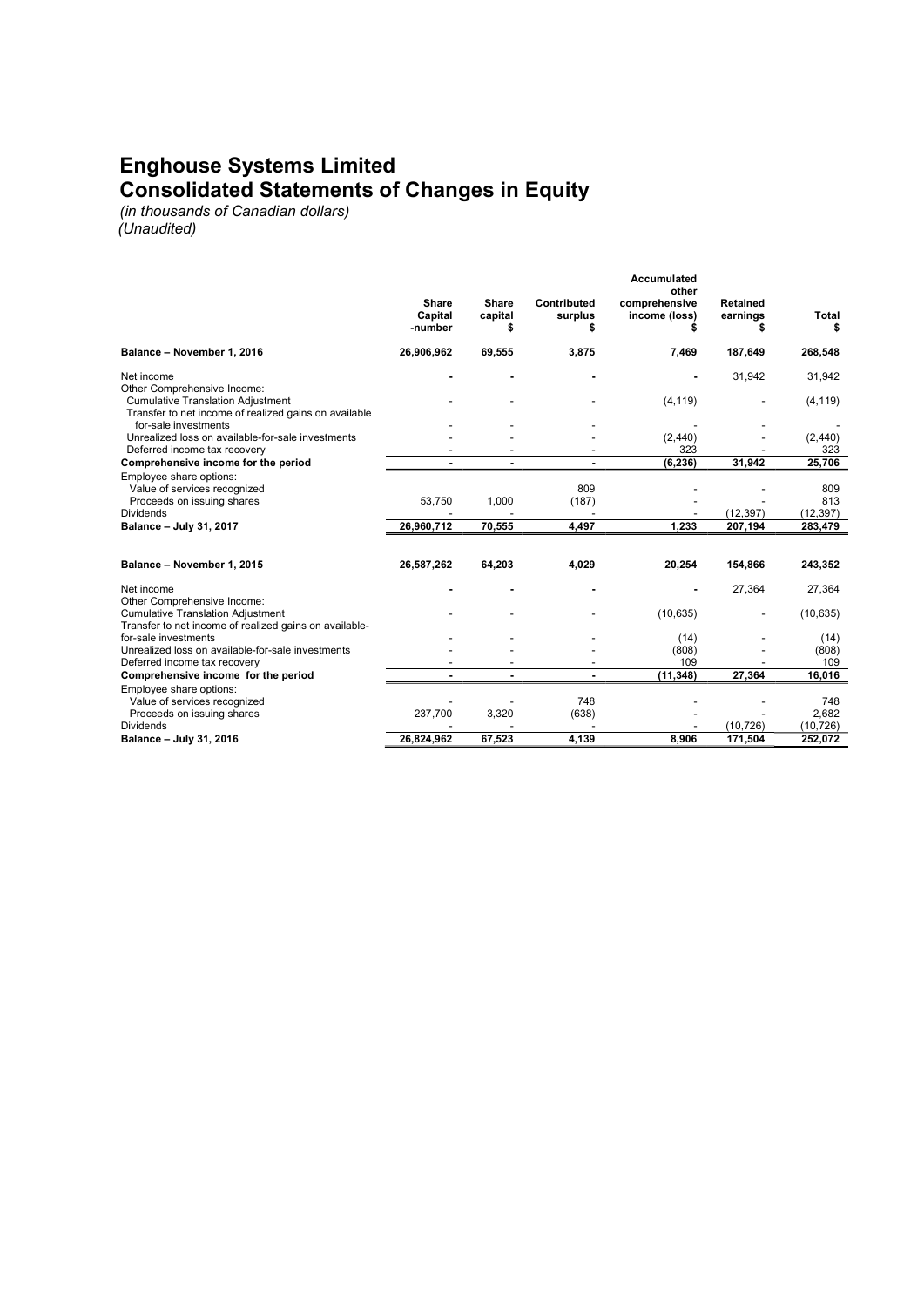# Enghouse Systems Limited
# Consolidated Statements of Changes in Equity

*(in thousands of Canadian dollars)*
*(Unaudited)*

| | Share Capital -number | Share capital $ | Contributed surplus $ | Accumulated other comprehensive income (loss) $ | Retained earnings $ | Total $ |
|---|---|---|---|---|---|---|
| **Balance – November 1, 2016** | **26,906,962** | **69,555** | **3,875** | **7,469** | **187,649** | **268,548** |
| Net income | - | - | - | - | 31,942 | 31,942 |
| Other Comprehensive Income: | | | | | | |
| Cumulative Translation Adjustment | - | - | - | (4,119) | - | (4,119) |
| Transfer to net income of realized gains on available for-sale investments | - | - | - | - | - | - |
| Unrealized loss on available-for-sale investments | - | - | - | (2,440) | - | (2,440) |
| Deferred income tax recovery | - | - | - | 323 | - | 323 |
| **Comprehensive income for the period** | **-** | **-** | **-** | **(6,236)** | **31,942** | **25,706** |
| Employee share options: | | | | | | |
| Value of services recognized | | | 809 | - | - | 809 |
| Proceeds on issuing shares | 53,750 | 1,000 | (187) | - | - | 813 |
| Dividends | - | - | - | - | (12,397) | (12,397) |
| **Balance – July 31, 2017** | **26,960,712** | **70,555** | **4,497** | **1,233** | **207,194** | **283,479** |
| | | | | | | |
| **Balance – November 1, 2015** | **26,587,262** | **64,203** | **4,029** | **20,254** | **154,866** | **243,352** |
| Net income | - | - | - | - | 27,364 | 27,364 |
| Other Comprehensive Income: | | | | | | |
| Cumulative Translation Adjustment | - | - | - | (10,635) | - | (10,635) |
| Transfer to net income of realized gains on available-for-sale investments | - | - | - | (14) | - | (14) |
| Unrealized loss on available-for-sale investments | - | - | - | (808) | - | (808) |
| Deferred income tax recovery | - | - | - | 109 | - | 109 |
| **Comprehensive income for the period** | **-** | **-** | **-** | **(11,348)** | **27,364** | **16,016** |
| Employee share options: | | | | | | |
| Value of services recognized | - | - | 748 | - | - | 748 |
| Proceeds on issuing shares | 237,700 | 3,320 | (638) | - | - | 2,682 |
| Dividends | - | - | - | - | (10,726) | (10,726) |
| **Balance – July 31, 2016** | **26,824,962** | **67,523** | **4,139** | **8,906** | **171,504** | **252,072** |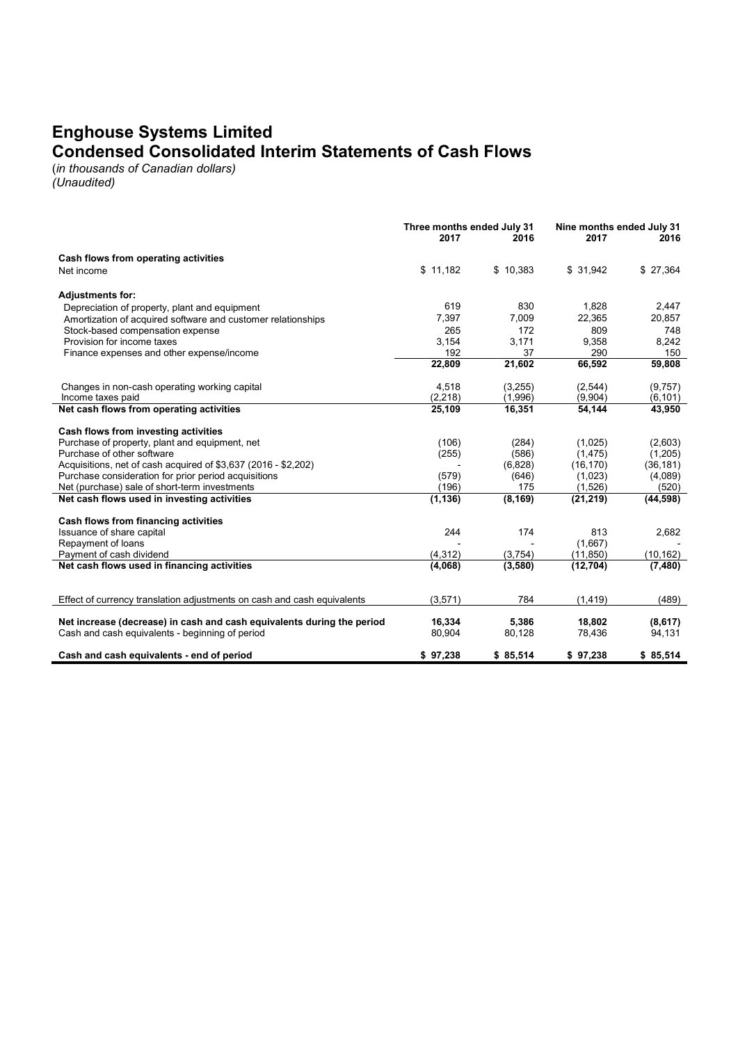# Enghouse Systems Limited
## Condensed Consolidated Interim Statements of Cash Flows

*(in thousands of Canadian dollars)*
*(Unaudited)*

| | Three months ended July 31 | | Nine months ended July 31 | |
|---|---|---|---|---|
| | 2017 | 2016 | 2017 | 2016 |
| **Cash flows from operating activities** | | | | |
| Net income | $ 11,182 | $ 10,383 | $ 31,942 | $ 27,364 |
| **Adjustments for:** | | | | |
| Depreciation of property, plant and equipment | 619 | 830 | 1,828 | 2,447 |
| Amortization of acquired software and customer relationships | 7,397 | 7,009 | 22,365 | 20,857 |
| Stock-based compensation expense | 265 | 172 | 809 | 748 |
| Provision for income taxes | 3,154 | 3,171 | 9,358 | 8,242 |
| Finance expenses and other expense/income | 192 | 37 | 290 | 150 |
| | **22,809** | **21,602** | **66,592** | **59,808** |
| Changes in non-cash operating working capital | 4,518 | (3,255) | (2,544) | (9,757) |
| Income taxes paid | (2,218) | (1,996) | (9,904) | (6,101) |
| **Net cash flows from operating activities** | **25,109** | **16,351** | **54,144** | **43,950** |
| **Cash flows from investing activities** | | | | |
| Purchase of property, plant and equipment, net | (106) | (284) | (1,025) | (2,603) |
| Purchase of other software | (255) | (586) | (1,475) | (1,205) |
| Acquisitions, net of cash acquired of $3,637 (2016 - $2,202) | - | (6,828) | (16,170) | (36,181) |
| Purchase consideration for prior period acquisitions | (579) | (646) | (1,023) | (4,089) |
| Net (purchase) sale of short-term investments | (196) | 175 | (1,526) | (520) |
| **Net cash flows used in investing activities** | **(1,136)** | **(8,169)** | **(21,219)** | **(44,598)** |
| **Cash flows from financing activities** | | | | |
| Issuance of share capital | 244 | 174 | 813 | 2,682 |
| Repayment of loans | - | - | (1,667) | - |
| Payment of cash dividend | (4,312) | (3,754) | (11,850) | (10,162) |
| **Net cash flows used in financing activities** | **(4,068)** | **(3,580)** | **(12,704)** | **(7,480)** |
| Effect of currency translation adjustments on cash and cash equivalents | (3,571) | 784 | (1,419) | (489) |
| **Net increase (decrease) in cash and cash equivalents during the period** | **16,334** | **5,386** | **18,802** | **(8,617)** |
| Cash and cash equivalents - beginning of period | 80,904 | 80,128 | 78,436 | 94,131 |
| **Cash and cash equivalents - end of period** | **$ 97,238** | **$ 85,514** | **$ 97,238** | **$ 85,514** |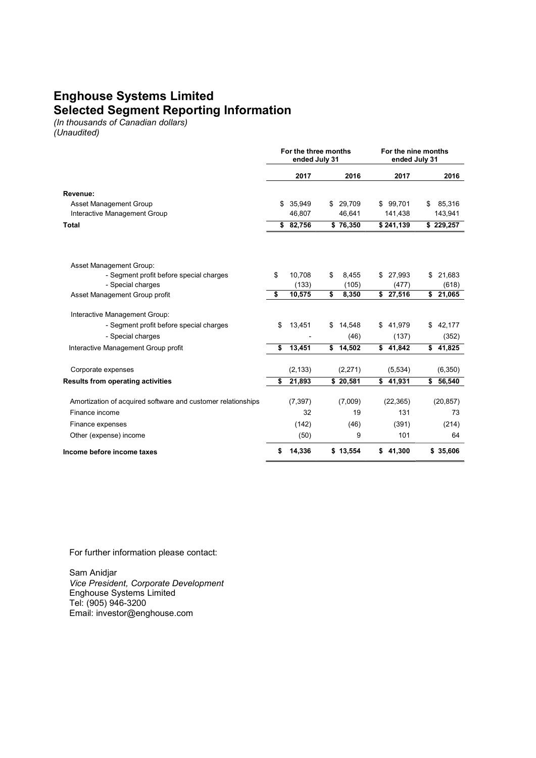# Enghouse Systems Limited
# Selected Segment Reporting Information

*(In thousands of Canadian dollars)*
*(Unaudited)*

| | For the three months ended July 31 | | For the nine months ended July 31 | |
|---|---|---|---|---|
| | 2017 | 2016 | 2017 | 2016 |
| **Revenue:** | | | | |
| Asset Management Group | $ 35,949 | $ 29,709 | $ 99,701 | $ 85,316 |
| Interactive Management Group | 46,807 | 46,641 | 141,438 | 143,941 |
| **Total** | **$ 82,756** | **$ 76,350** | **$ 241,139** | **$ 229,257** |
| | | | | |
| Asset Management Group: | | | | |
| - Segment profit before special charges | $ 10,708 | $ 8,455 | $ 27,993 | $ 21,683 |
| - Special charges | (133) | (105) | (477) | (618) |
| Asset Management Group profit | **$ 10,575** | **$ 8,350** | **$ 27,516** | **$ 21,065** |
| | | | | |
| Interactive Management Group: | | | | |
| - Segment profit before special charges | $ 13,451 | $ 14,548 | $ 41,979 | $ 42,177 |
| - Special charges | - | (46) | (137) | (352) |
| Interactive Management Group profit | **$ 13,451** | **$ 14,502** | **$ 41,842** | **$ 41,825** |
| | | | | |
| Corporate expenses | (2,133) | (2,271) | (5,534) | (6,350) |
| **Results from operating activities** | **$ 21,893** | **$ 20,581** | **$ 41,931** | **$ 56,540** |
| | | | | |
| Amortization of acquired software and customer relationships | (7,397) | (7,009) | (22,365) | (20,857) |
| Finance income | 32 | 19 | 131 | 73 |
| Finance expenses | (142) | (46) | (391) | (214) |
| Other (expense) income | (50) | 9 | 101 | 64 |
| **Income before income taxes** | **$ 14,336** | **$ 13,554** | **$ 41,300** | **$ 35,606** |

For further information please contact:

Sam Anidjar
*Vice President, Corporate Development*
Enghouse Systems Limited
Tel: (905) 946-3200
Email: investor@enghouse.com